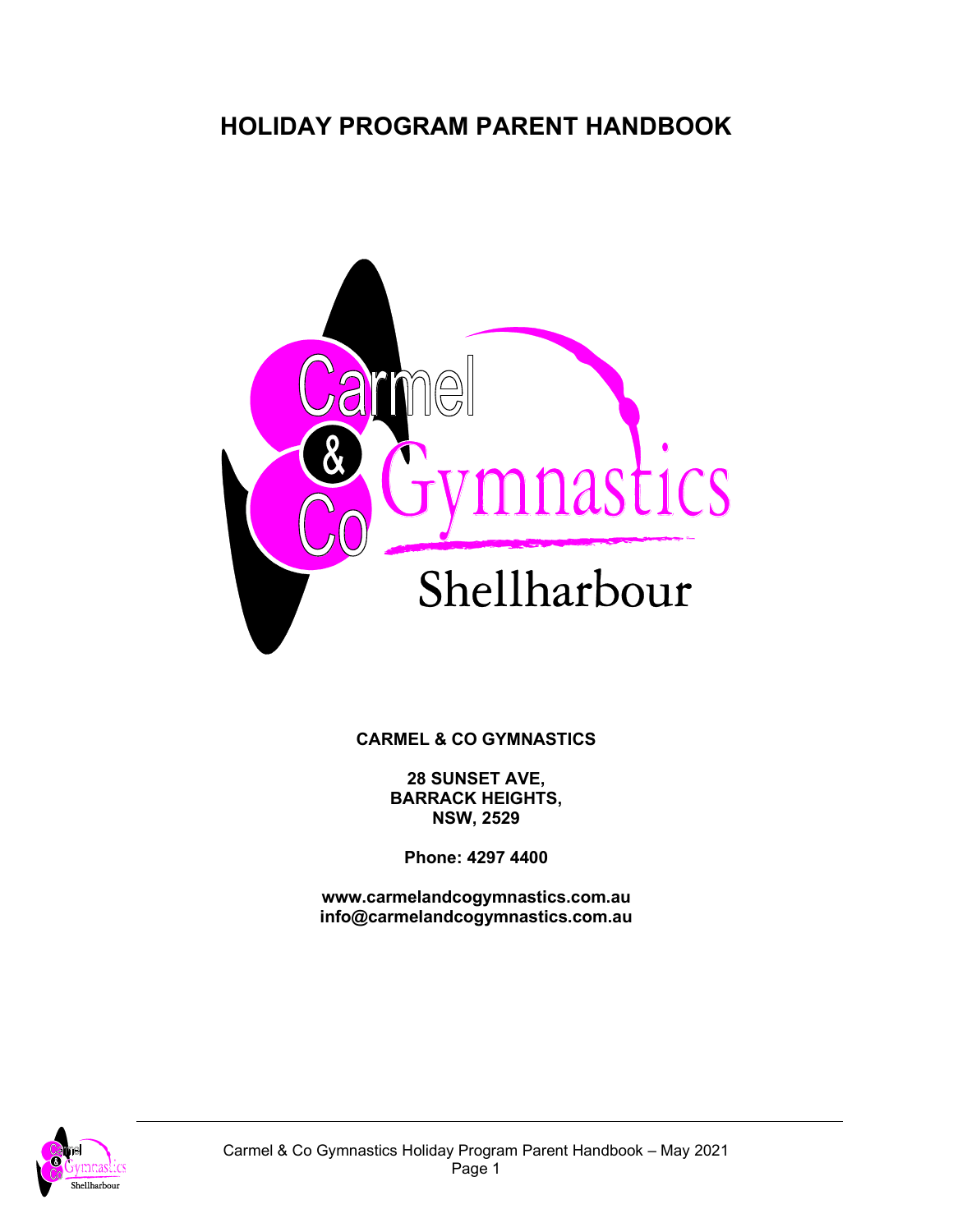# HOLIDAY PROGRAM PARENT HANDBOOK

**CARMEL & CO GYMNASTICS**

**28 SUNSET AVE,**
**BARRACK HEIGHTS,**
**NSW, 2529**

**Phone: 4297 4400**

**www.carmelandcogymnastics.com.au**
**info@carmelandcogymnastics.com.au**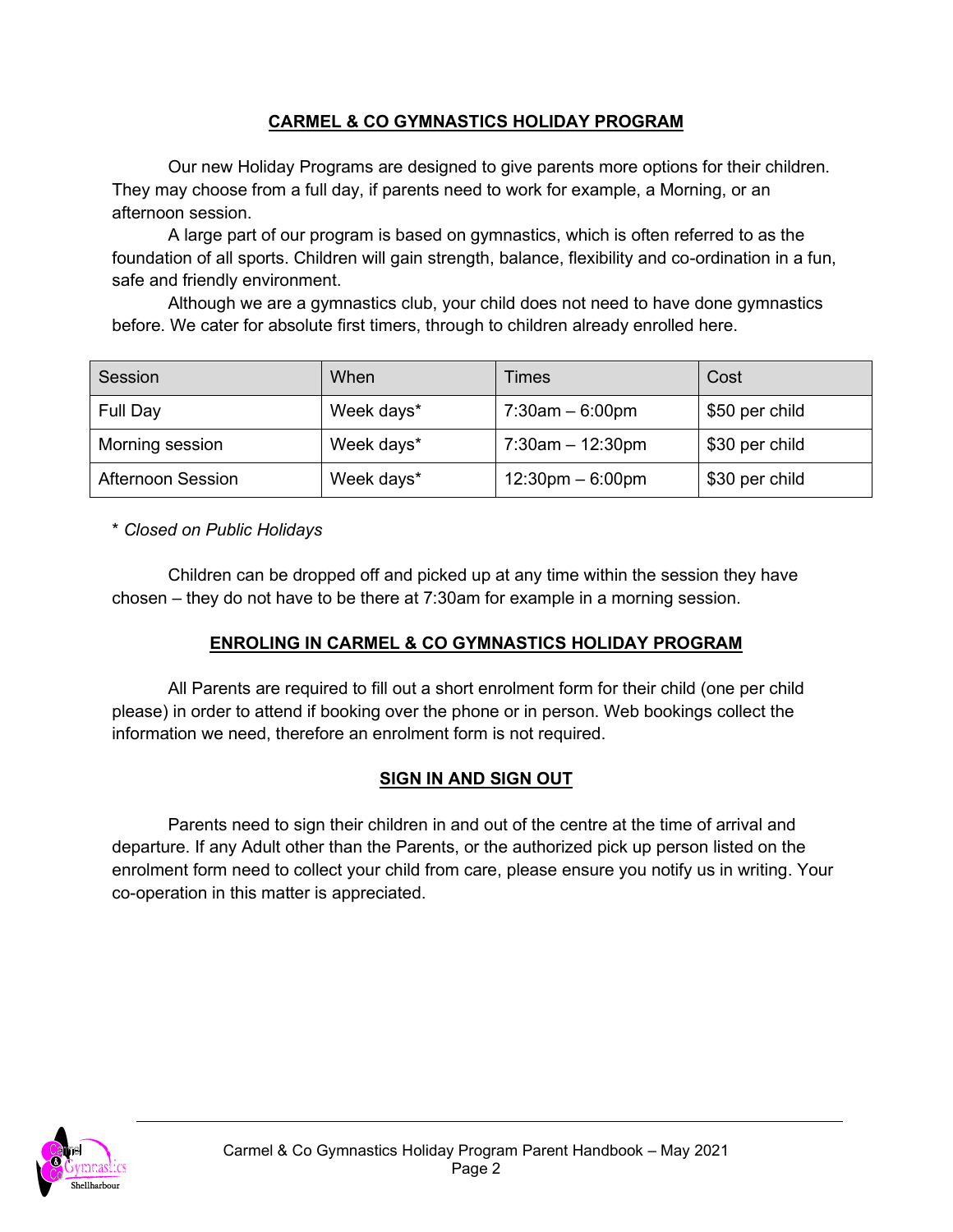## CARMEL & CO GYMNASTICS HOLIDAY PROGRAM

Our new Holiday Programs are designed to give parents more options for their children. They may choose from a full day, if parents need to work for example, a Morning, or an afternoon session.

A large part of our program is based on gymnastics, which is often referred to as the foundation of all sports. Children will gain strength, balance, flexibility and co-ordination in a fun, safe and friendly environment.

Although we are a gymnastics club, your child does not need to have done gymnastics before. We cater for absolute first timers, through to children already enrolled here.

| Session | When | Times | Cost |
| --- | --- | --- | --- |
| Full Day | Week days* | 7:30am – 6:00pm | $50 per child |
| Morning session | Week days* | 7:30am – 12:30pm | $30 per child |
| Afternoon Session | Week days* | 12:30pm – 6:00pm | $30 per child |

* *Closed on Public Holidays*

Children can be dropped off and picked up at any time within the session they have chosen – they do not have to be there at 7:30am for example in a morning session.

## ENROLING IN CARMEL & CO GYMNASTICS HOLIDAY PROGRAM

All Parents are required to fill out a short enrolment form for their child (one per child please) in order to attend if booking over the phone or in person. Web bookings collect the information we need, therefore an enrolment form is not required.

## SIGN IN AND SIGN OUT

Parents need to sign their children in and out of the centre at the time of arrival and departure. If any Adult other than the Parents, or the authorized pick up person listed on the enrolment form need to collect your child from care, please ensure you notify us in writing. Your co-operation in this matter is appreciated.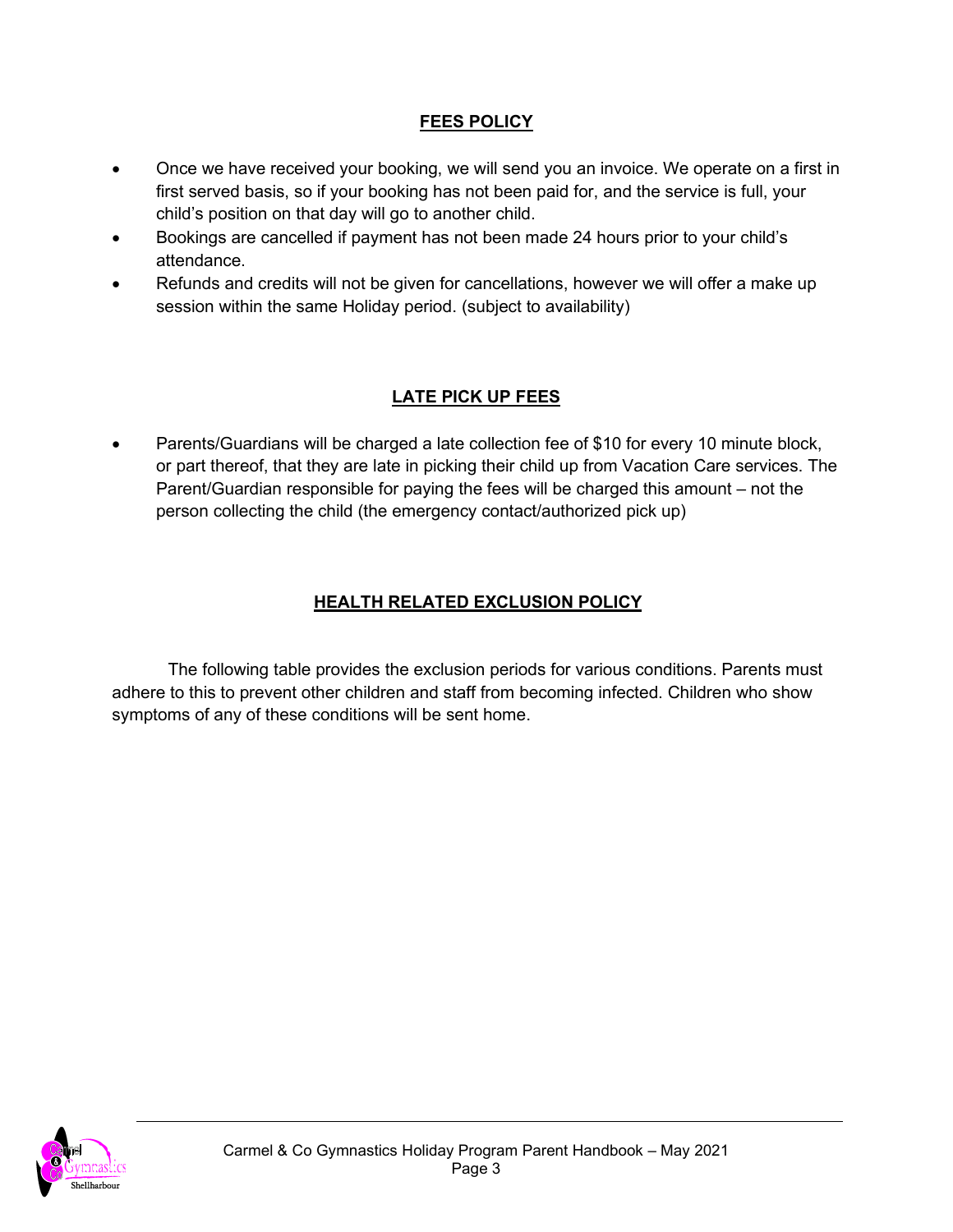## FEES POLICY

- Once we have received your booking, we will send you an invoice. We operate on a first in first served basis, so if your booking has not been paid for, and the service is full, your child's position on that day will go to another child.
- Bookings are cancelled if payment has not been made 24 hours prior to your child's attendance.
- Refunds and credits will not be given for cancellations, however we will offer a make up session within the same Holiday period. (subject to availability)

## LATE PICK UP FEES

- Parents/Guardians will be charged a late collection fee of $10 for every 10 minute block, or part thereof, that they are late in picking their child up from Vacation Care services. The Parent/Guardian responsible for paying the fees will be charged this amount – not the person collecting the child (the emergency contact/authorized pick up)

## HEALTH RELATED EXCLUSION POLICY

The following table provides the exclusion periods for various conditions. Parents must adhere to this to prevent other children and staff from becoming infected. Children who show symptoms of any of these conditions will be sent home.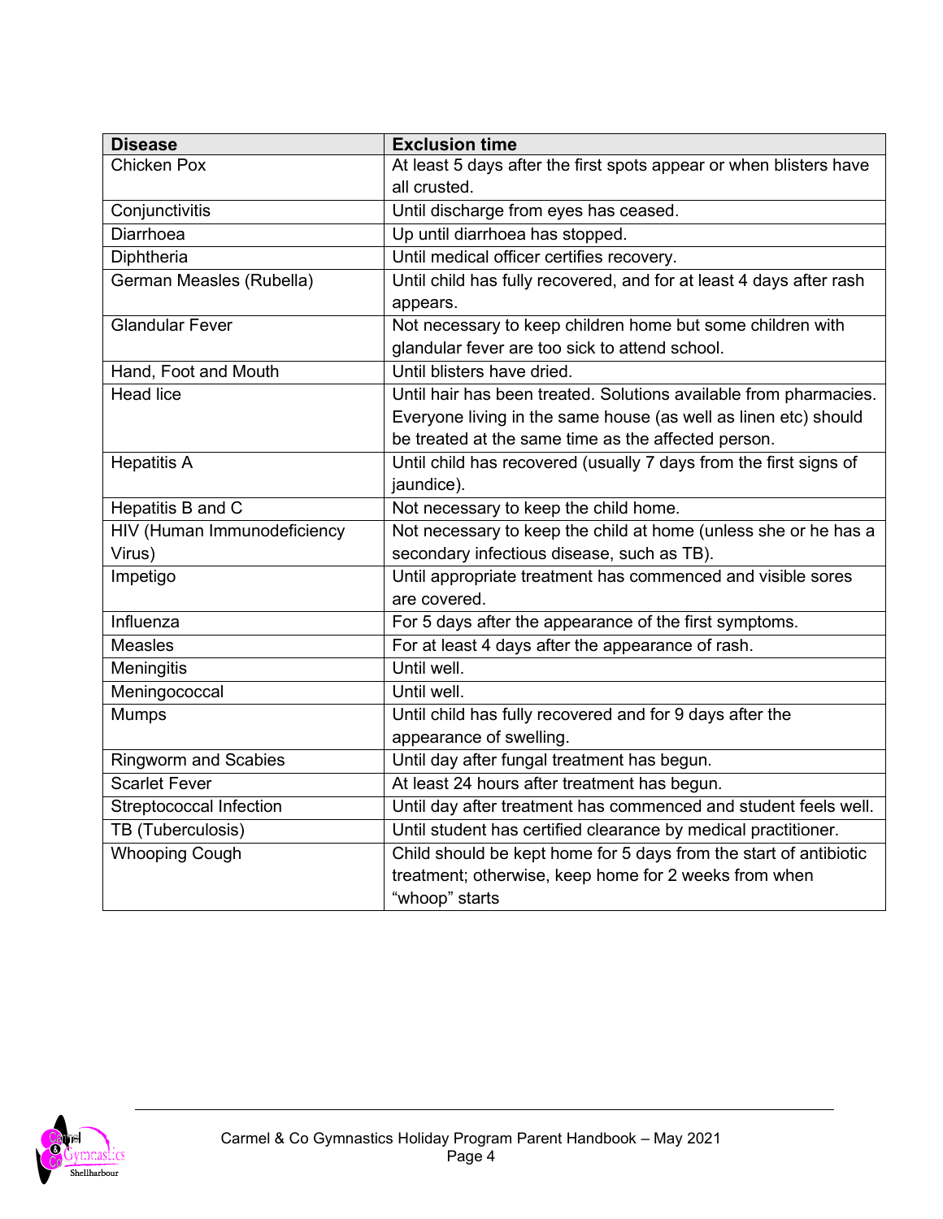| Disease | Exclusion time |
|---|---|
| Chicken Pox | At least 5 days after the first spots appear or when blisters have all crusted. |
| Conjunctivitis | Until discharge from eyes has ceased. |
| Diarrhoea | Up until diarrhoea has stopped. |
| Diphtheria | Until medical officer certifies recovery. |
| German Measles (Rubella) | Until child has fully recovered, and for at least 4 days after rash appears. |
| Glandular Fever | Not necessary to keep children home but some children with glandular fever are too sick to attend school. |
| Hand, Foot and Mouth | Until blisters have dried. |
| Head lice | Until hair has been treated. Solutions available from pharmacies. Everyone living in the same house (as well as linen etc) should be treated at the same time as the affected person. |
| Hepatitis A | Until child has recovered (usually 7 days from the first signs of jaundice). |
| Hepatitis B and C | Not necessary to keep the child home. |
| HIV (Human Immunodeficiency Virus) | Not necessary to keep the child at home (unless she or he has a secondary infectious disease, such as TB). |
| Impetigo | Until appropriate treatment has commenced and visible sores are covered. |
| Influenza | For 5 days after the appearance of the first symptoms. |
| Measles | For at least 4 days after the appearance of rash. |
| Meningitis | Until well. |
| Meningococcal | Until well. |
| Mumps | Until child has fully recovered and for 9 days after the appearance of swelling. |
| Ringworm and Scabies | Until day after fungal treatment has begun. |
| Scarlet Fever | At least 24 hours after treatment has begun. |
| Streptococcal Infection | Until day after treatment has commenced and student feels well. |
| TB (Tuberculosis) | Until student has certified clearance by medical practitioner. |
| Whooping Cough | Child should be kept home for 5 days from the start of antibiotic treatment; otherwise, keep home for 2 weeks from when "whoop" starts |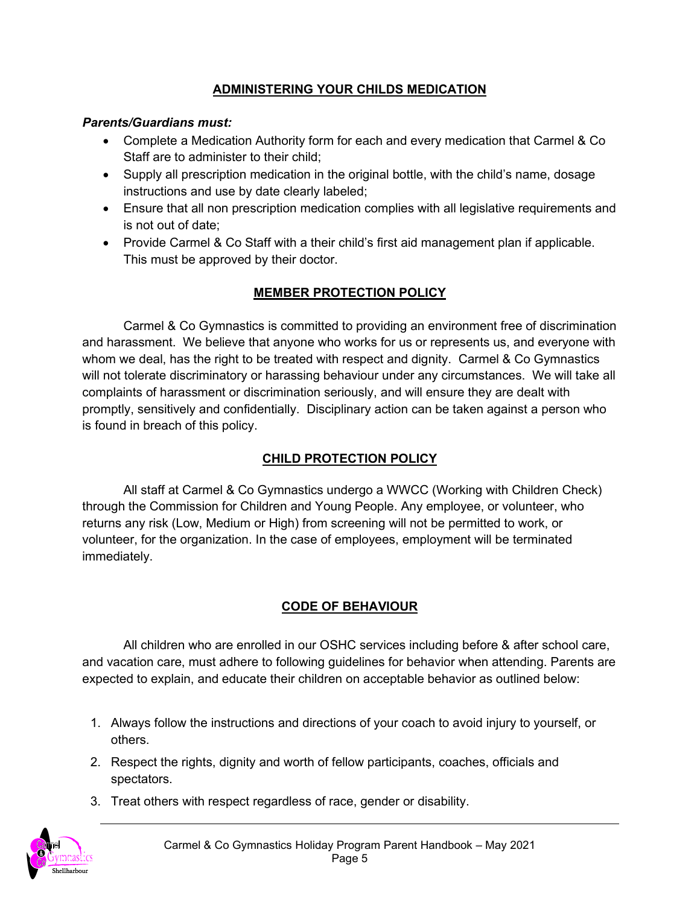## ADMINISTERING YOUR CHILDS MEDICATION

***Parents/Guardians must:***

- Complete a Medication Authority form for each and every medication that Carmel & Co Staff are to administer to their child;
- Supply all prescription medication in the original bottle, with the child's name, dosage instructions and use by date clearly labeled;
- Ensure that all non prescription medication complies with all legislative requirements and is not out of date;
- Provide Carmel & Co Staff with a their child's first aid management plan if applicable. This must be approved by their doctor.

## MEMBER PROTECTION POLICY

Carmel & Co Gymnastics is committed to providing an environment free of discrimination and harassment. We believe that anyone who works for us or represents us, and everyone with whom we deal, has the right to be treated with respect and dignity. Carmel & Co Gymnastics will not tolerate discriminatory or harassing behaviour under any circumstances. We will take all complaints of harassment or discrimination seriously, and will ensure they are dealt with promptly, sensitively and confidentially. Disciplinary action can be taken against a person who is found in breach of this policy.

## CHILD PROTECTION POLICY

All staff at Carmel & Co Gymnastics undergo a WWCC (Working with Children Check) through the Commission for Children and Young People. Any employee, or volunteer, who returns any risk (Low, Medium or High) from screening will not be permitted to work, or volunteer, for the organization. In the case of employees, employment will be terminated immediately.

## CODE OF BEHAVIOUR

All children who are enrolled in our OSHC services including before & after school care, and vacation care, must adhere to following guidelines for behavior when attending. Parents are expected to explain, and educate their children on acceptable behavior as outlined below:

1. Always follow the instructions and directions of your coach to avoid injury to yourself, or others.
2. Respect the rights, dignity and worth of fellow participants, coaches, officials and spectators.
3. Treat others with respect regardless of race, gender or disability.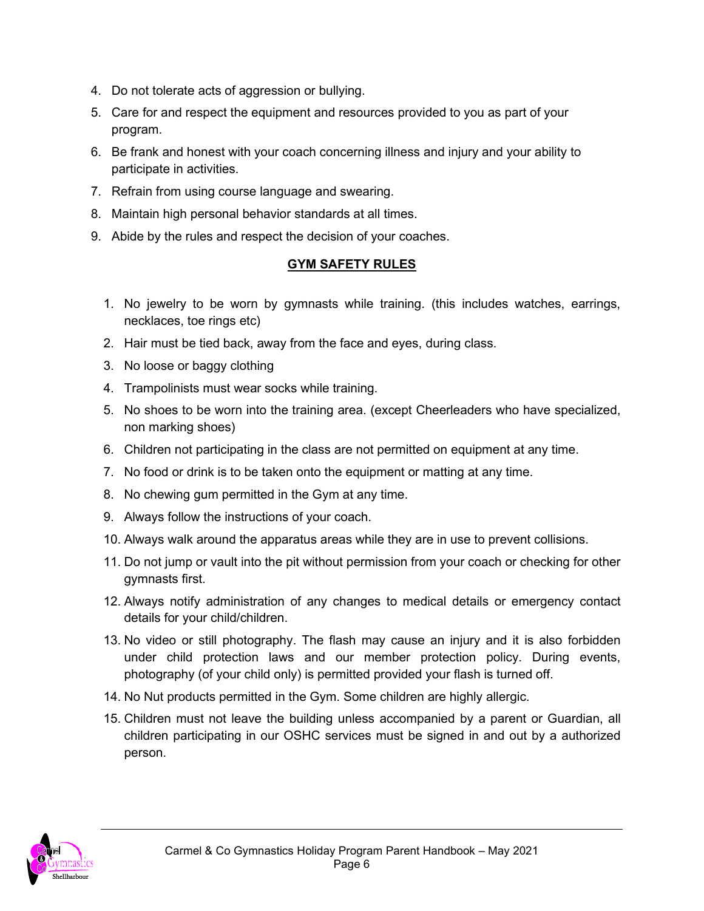4. Do not tolerate acts of aggression or bullying.
5. Care for and respect the equipment and resources provided to you as part of your program.
6. Be frank and honest with your coach concerning illness and injury and your ability to participate in activities.
7. Refrain from using course language and swearing.
8. Maintain high personal behavior standards at all times.
9. Abide by the rules and respect the decision of your coaches.

## GYM SAFETY RULES

1. No jewelry to be worn by gymnasts while training. (this includes watches, earrings, necklaces, toe rings etc)
2. Hair must be tied back, away from the face and eyes, during class.
3. No loose or baggy clothing
4. Trampolinists must wear socks while training.
5. No shoes to be worn into the training area. (except Cheerleaders who have specialized, non marking shoes)
6. Children not participating in the class are not permitted on equipment at any time.
7. No food or drink is to be taken onto the equipment or matting at any time.
8. No chewing gum permitted in the Gym at any time.
9. Always follow the instructions of your coach.
10. Always walk around the apparatus areas while they are in use to prevent collisions.
11. Do not jump or vault into the pit without permission from your coach or checking for other gymnasts first.
12. Always notify administration of any changes to medical details or emergency contact details for your child/children.
13. No video or still photography. The flash may cause an injury and it is also forbidden under child protection laws and our member protection policy. During events, photography (of your child only) is permitted provided your flash is turned off.
14. No Nut products permitted in the Gym. Some children are highly allergic.
15. Children must not leave the building unless accompanied by a parent or Guardian, all children participating in our OSHC services must be signed in and out by a authorized person.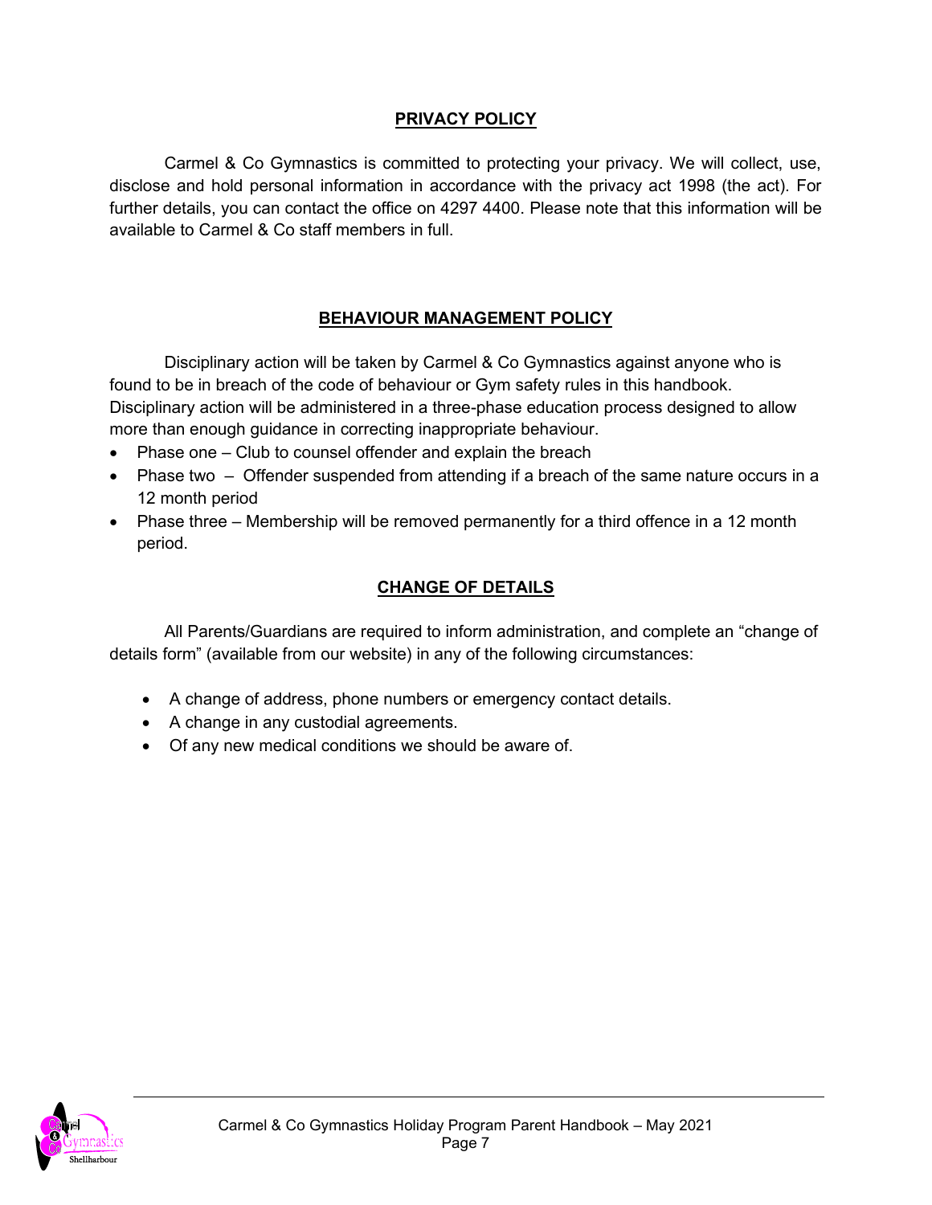## PRIVACY POLICY

Carmel & Co Gymnastics is committed to protecting your privacy. We will collect, use, disclose and hold personal information in accordance with the privacy act 1998 (the act). For further details, you can contact the office on 4297 4400. Please note that this information will be available to Carmel & Co staff members in full.

## BEHAVIOUR MANAGEMENT POLICY

Disciplinary action will be taken by Carmel & Co Gymnastics against anyone who is found to be in breach of the code of behaviour or Gym safety rules in this handbook. Disciplinary action will be administered in a three-phase education process designed to allow more than enough guidance in correcting inappropriate behaviour.

- Phase one – Club to counsel offender and explain the breach
- Phase two – Offender suspended from attending if a breach of the same nature occurs in a 12 month period
- Phase three – Membership will be removed permanently for a third offence in a 12 month period.

## CHANGE OF DETAILS

All Parents/Guardians are required to inform administration, and complete an "change of details form" (available from our website) in any of the following circumstances:

- A change of address, phone numbers or emergency contact details.
- A change in any custodial agreements.
- Of any new medical conditions we should be aware of.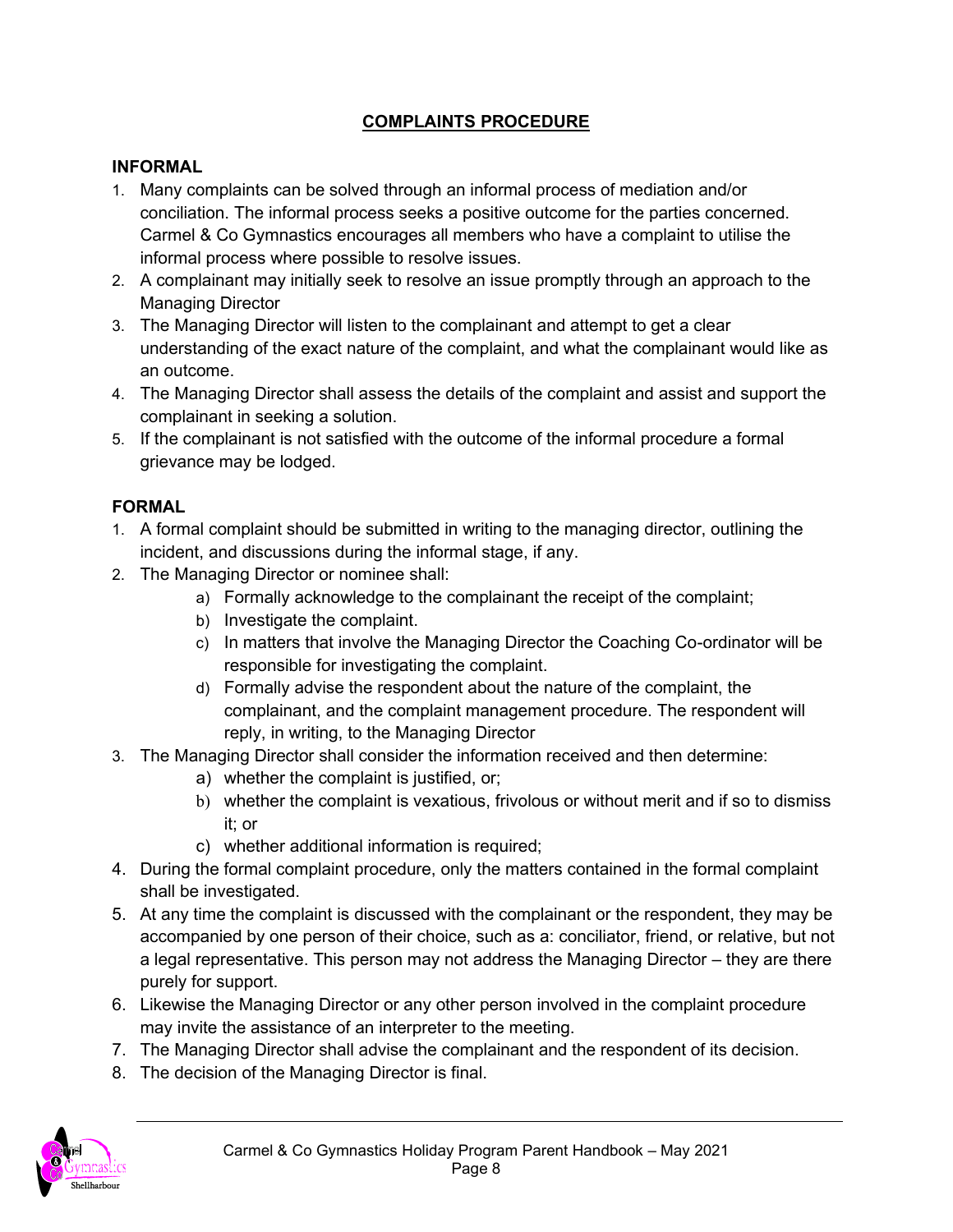# COMPLAINTS PROCEDURE

## INFORMAL

1. Many complaints can be solved through an informal process of mediation and/or conciliation. The informal process seeks a positive outcome for the parties concerned. Carmel & Co Gymnastics encourages all members who have a complaint to utilise the informal process where possible to resolve issues.
2. A complainant may initially seek to resolve an issue promptly through an approach to the Managing Director
3. The Managing Director will listen to the complainant and attempt to get a clear understanding of the exact nature of the complaint, and what the complainant would like as an outcome.
4. The Managing Director shall assess the details of the complaint and assist and support the complainant in seeking a solution.
5. If the complainant is not satisfied with the outcome of the informal procedure a formal grievance may be lodged.

## FORMAL

1. A formal complaint should be submitted in writing to the managing director, outlining the incident, and discussions during the informal stage, if any.
2. The Managing Director or nominee shall:
   a) Formally acknowledge to the complainant the receipt of the complaint;
   b) Investigate the complaint.
   c) In matters that involve the Managing Director the Coaching Co-ordinator will be responsible for investigating the complaint.
   d) Formally advise the respondent about the nature of the complaint, the complainant, and the complaint management procedure. The respondent will reply, in writing, to the Managing Director
3. The Managing Director shall consider the information received and then determine:
   a) whether the complaint is justified, or;
   b) whether the complaint is vexatious, frivolous or without merit and if so to dismiss it; or
   c) whether additional information is required;
4. During the formal complaint procedure, only the matters contained in the formal complaint shall be investigated.
5. At any time the complaint is discussed with the complainant or the respondent, they may be accompanied by one person of their choice, such as a: conciliator, friend, or relative, but not a legal representative. This person may not address the Managing Director – they are there purely for support.
6. Likewise the Managing Director or any other person involved in the complaint procedure may invite the assistance of an interpreter to the meeting.
7. The Managing Director shall advise the complainant and the respondent of its decision.
8. The decision of the Managing Director is final.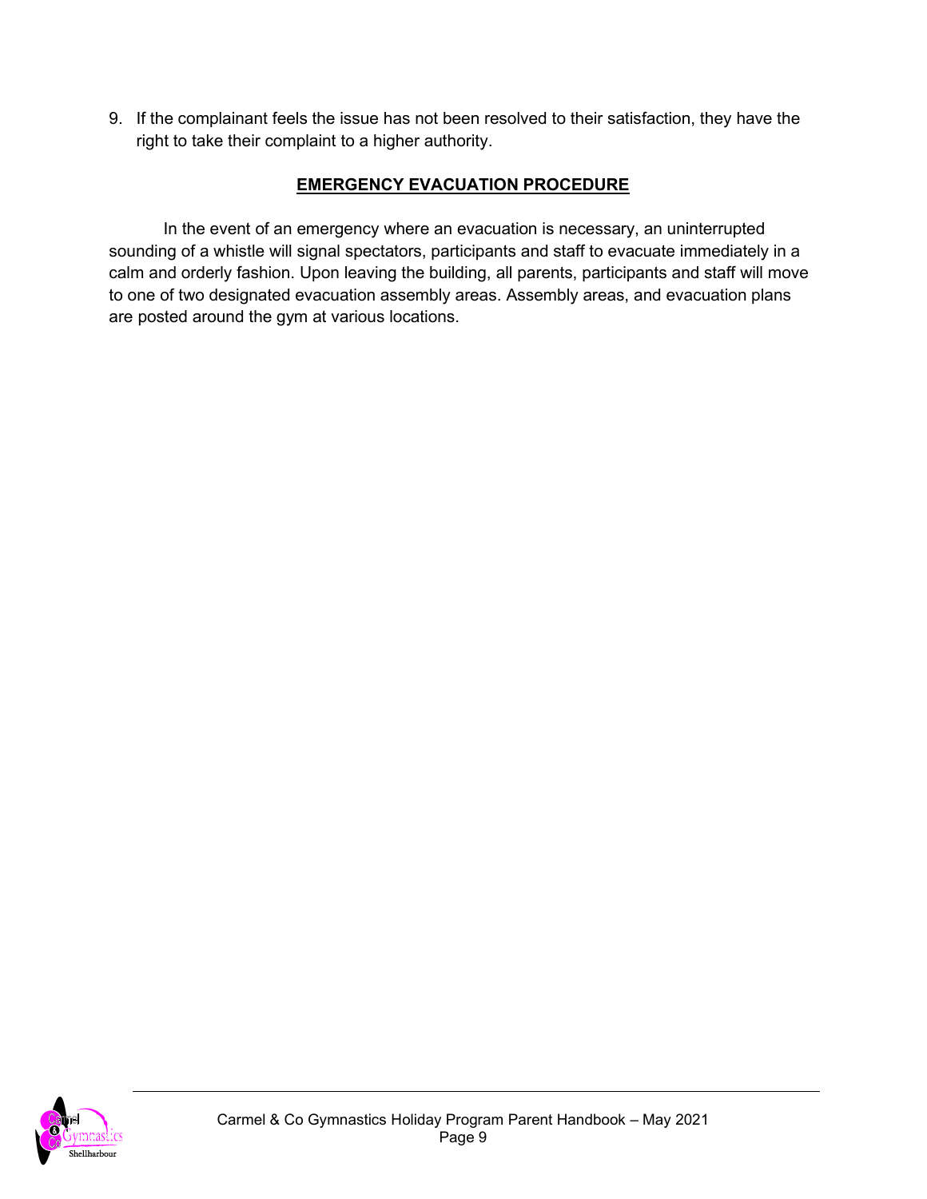9. If the complainant feels the issue has not been resolved to their satisfaction, they have the right to take their complaint to a higher authority.

## EMERGENCY EVACUATION PROCEDURE

In the event of an emergency where an evacuation is necessary, an uninterrupted sounding of a whistle will signal spectators, participants and staff to evacuate immediately in a calm and orderly fashion. Upon leaving the building, all parents, participants and staff will move to one of two designated evacuation assembly areas. Assembly areas, and evacuation plans are posted around the gym at various locations.